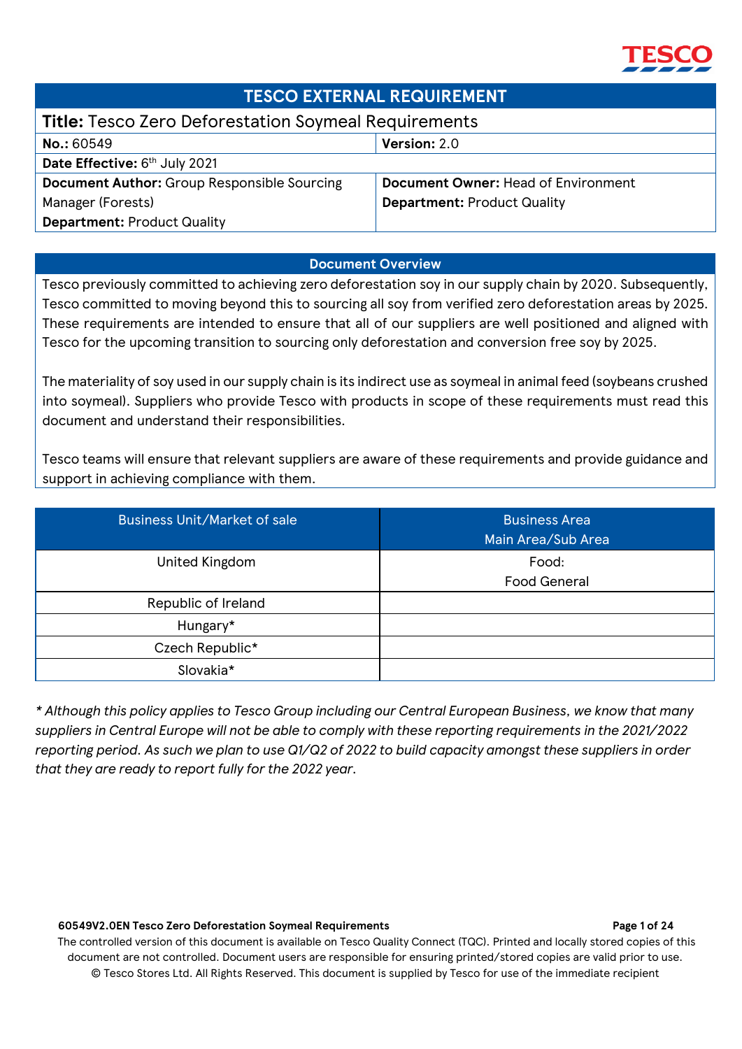# TESCO EXTERNAL REQUIREMENT

| **Title:** Tesco Zero Deforestation Soymeal Requirements | |
|---|---|
| **No.:** 60549 | **Version:** 2.0 |
| **Date Effective:** 6th July 2021 | |
| **Document Author:** Group Responsible Sourcing Manager (Forests)<br>**Department:** Product Quality | **Document Owner:** Head of Environment<br>**Department:** Product Quality |

## Document Overview

Tesco previously committed to achieving zero deforestation soy in our supply chain by 2020. Subsequently, Tesco committed to moving beyond this to sourcing all soy from verified zero deforestation areas by 2025. These requirements are intended to ensure that all of our suppliers are well positioned and aligned with Tesco for the upcoming transition to sourcing only deforestation and conversion free soy by 2025.

The materiality of soy used in our supply chain is its indirect use as soymeal in animal feed (soybeans crushed into soymeal). Suppliers who provide Tesco with products in scope of these requirements must read this document and understand their responsibilities.

Tesco teams will ensure that relevant suppliers are aware of these requirements and provide guidance and support in achieving compliance with them.

| Business Unit/Market of sale | Business Area<br>Main Area/Sub Area |
|---|---|
| United Kingdom | Food:<br>Food General |
| Republic of Ireland | |
| Hungary* | |
| Czech Republic* | |
| Slovakia* | |

*\* Although this policy applies to Tesco Group including our Central European Business, we know that many suppliers in Central Europe will not be able to comply with these reporting requirements in the 2021/2022 reporting period. As such we plan to use Q1/Q2 of 2022 to build capacity amongst these suppliers in order that they are ready to report fully for the 2022 year.*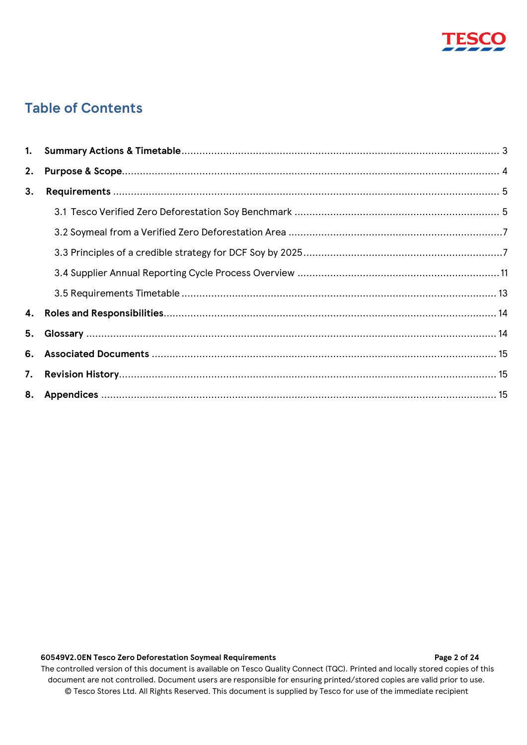## Table of Contents

1. **Summary Actions & Timetable** ........................................................................................................ 3
2. **Purpose & Scope** ............................................................................................................................ 4
3. **Requirements** .................................................................................................................................. 5
   - 3.1 Tesco Verified Zero Deforestation Soy Benchmark .................................................................... 5
   - 3.2 Soymeal from a Verified Zero Deforestation Area ....................................................................... 7
   - 3.3 Principles of a credible strategy for DCF Soy by 2025 ................................................................. 7
   - 3.4 Supplier Annual Reporting Cycle Process Overview .................................................................. 11
   - 3.5 Requirements Timetable ......................................................................................................... 13
4. **Roles and Responsibilities** ........................................................................................................... 14
5. **Glossary** ........................................................................................................................................ 14
6. **Associated Documents** ................................................................................................................. 15
7. **Revision History** ............................................................................................................................ 15
8. **Appendices** .................................................................................................................................... 15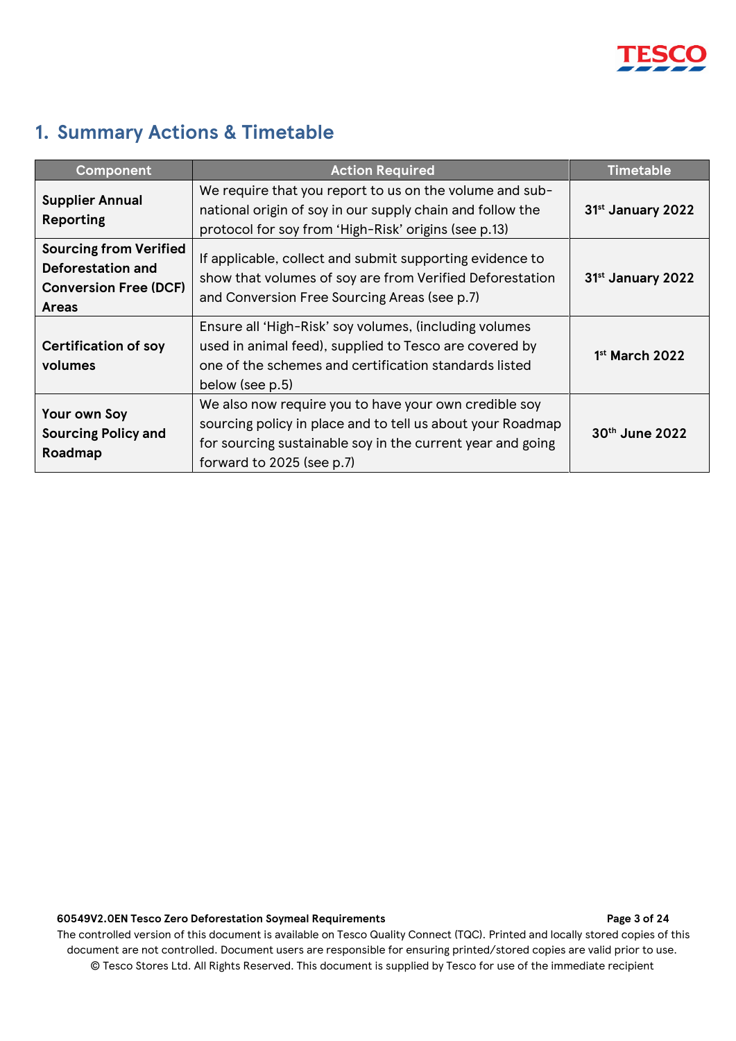## 1. Summary Actions & Timetable

| Component | Action Required | Timetable |
| --- | --- | --- |
| **Supplier Annual Reporting** | We require that you report to us on the volume and sub-national origin of soy in our supply chain and follow the protocol for soy from 'High-Risk' origins (see p.13) | **31st January 2022** |
| **Sourcing from Verified Deforestation and Conversion Free (DCF) Areas** | If applicable, collect and submit supporting evidence to show that volumes of soy are from Verified Deforestation and Conversion Free Sourcing Areas (see p.7) | **31st January 2022** |
| **Certification of soy volumes** | Ensure all 'High-Risk' soy volumes, (including volumes used in animal feed), supplied to Tesco are covered by one of the schemes and certification standards listed below (see p.5) | **1st March 2022** |
| **Your own Soy Sourcing Policy and Roadmap** | We also now require you to have your own credible soy sourcing policy in place and to tell us about your Roadmap for sourcing sustainable soy in the current year and going forward to 2025 (see p.7) | **30th June 2022** |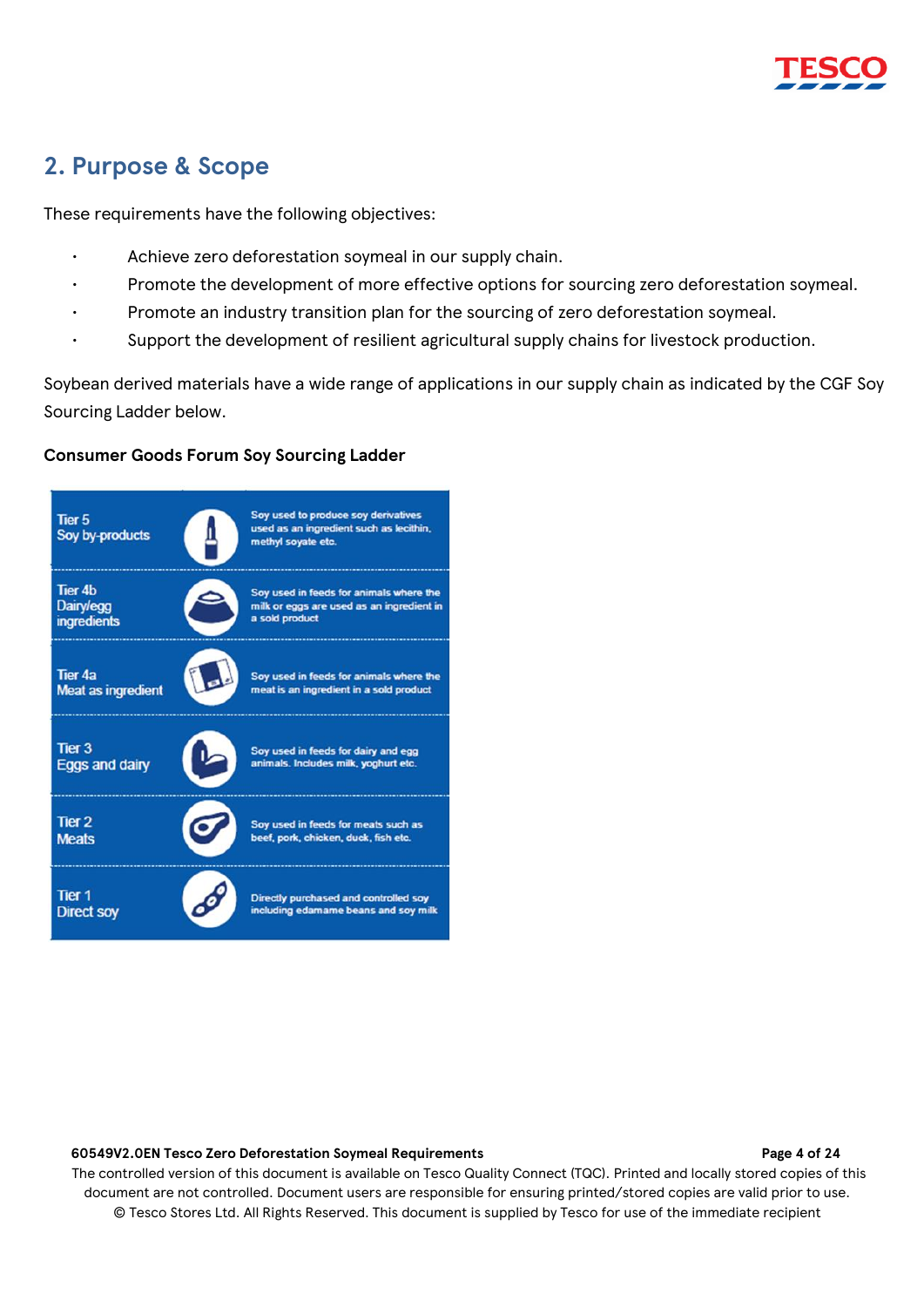## 2. Purpose & Scope

These requirements have the following objectives:

- Achieve zero deforestation soymeal in our supply chain.
- Promote the development of more effective options for sourcing zero deforestation soymeal.
- Promote an industry transition plan for the sourcing of zero deforestation soymeal.
- Support the development of resilient agricultural supply chains for livestock production.

Soybean derived materials have a wide range of applications in our supply chain as indicated by the CGF Soy Sourcing Ladder below.

**Consumer Goods Forum Soy Sourcing Ladder**

| Tier | Description |
|---|---|
| Tier 5 Soy by-products | Soy used to produce soy derivatives used as an ingredient such as lecithin, methyl soyate etc. |
| Tier 4b Dairy/egg ingredients | Soy used in feeds for animals where the milk or eggs are used as an ingredient in a sold product |
| Tier 4a Meat as ingredient | Soy used in feeds for animals where the meat is an ingredient in a sold product |
| Tier 3 Eggs and dairy | Soy used in feeds for dairy and egg animals. Includes milk, yoghurt etc. |
| Tier 2 Meats | Soy used in feeds for meats such as beef, pork, chicken, duck, fish etc. |
| Tier 1 Direct soy | Directly purchased and controlled soy including edamame beans and soy milk |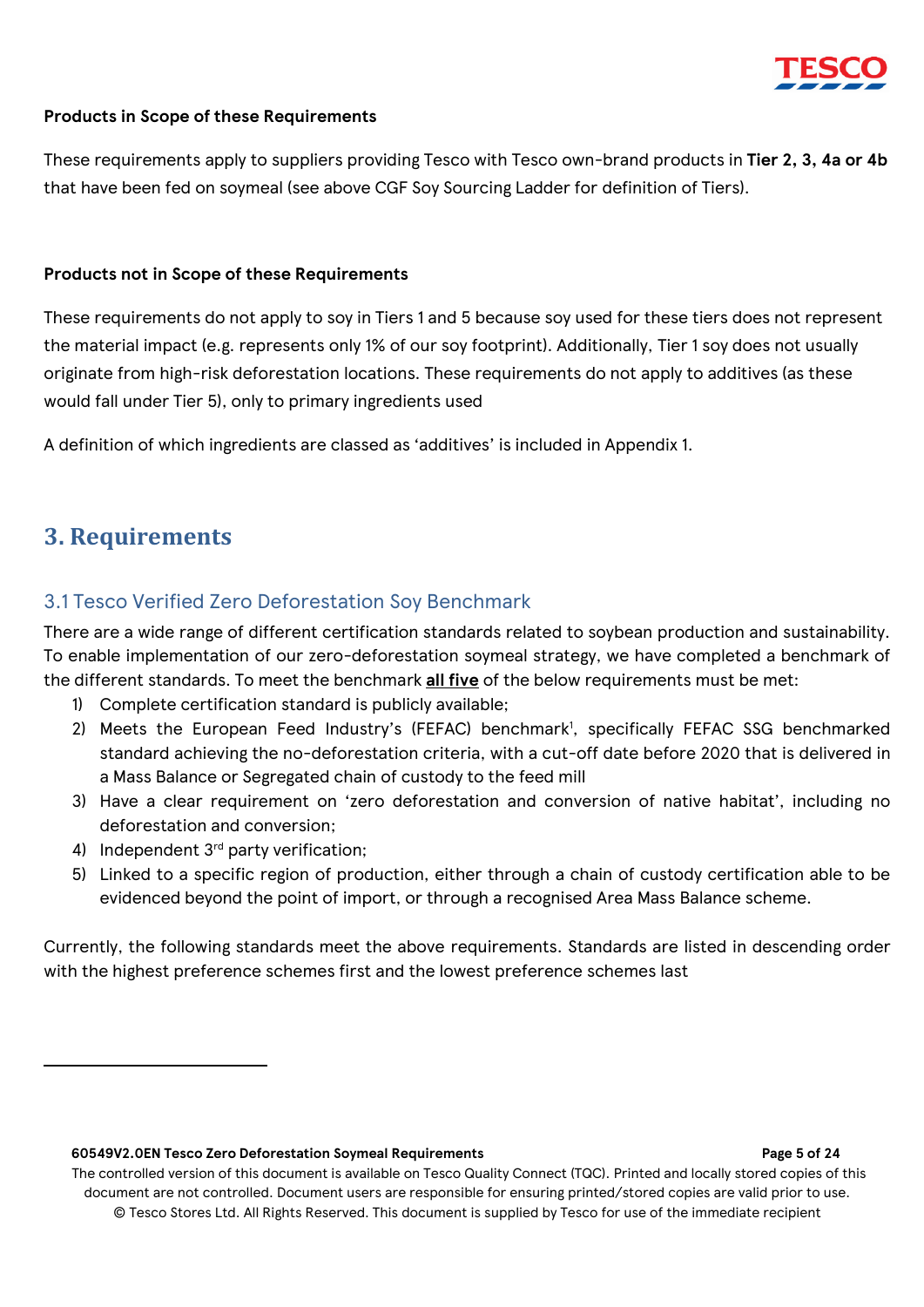**Products in Scope of these Requirements**

These requirements apply to suppliers providing Tesco with Tesco own-brand products in **Tier 2, 3, 4a or 4b** that have been fed on soymeal (see above CGF Soy Sourcing Ladder for definition of Tiers).

**Products not in Scope of these Requirements**

These requirements do not apply to soy in Tiers 1 and 5 because soy used for these tiers does not represent the material impact (e.g. represents only 1% of our soy footprint). Additionally, Tier 1 soy does not usually originate from high-risk deforestation locations. These requirements do not apply to additives (as these would fall under Tier 5), only to primary ingredients used

A definition of which ingredients are classed as 'additives' is included in Appendix 1.

## 3. Requirements

### 3.1 Tesco Verified Zero Deforestation Soy Benchmark

There are a wide range of different certification standards related to soybean production and sustainability. To enable implementation of our zero-deforestation soymeal strategy, we have completed a benchmark of the different standards. To meet the benchmark **all five** of the below requirements must be met:

1) Complete certification standard is publicly available;
2) Meets the European Feed Industry's (FEFAC) benchmark[1], specifically FEFAC SSG benchmarked standard achieving the no-deforestation criteria, with a cut-off date before 2020 that is delivered in a Mass Balance or Segregated chain of custody to the feed mill
3) Have a clear requirement on 'zero deforestation and conversion of native habitat', including no deforestation and conversion;
4) Independent 3rd party verification;
5) Linked to a specific region of production, either through a chain of custody certification able to be evidenced beyond the point of import, or through a recognised Area Mass Balance scheme.

Currently, the following standards meet the above requirements. Standards are listed in descending order with the highest preference schemes first and the lowest preference schemes last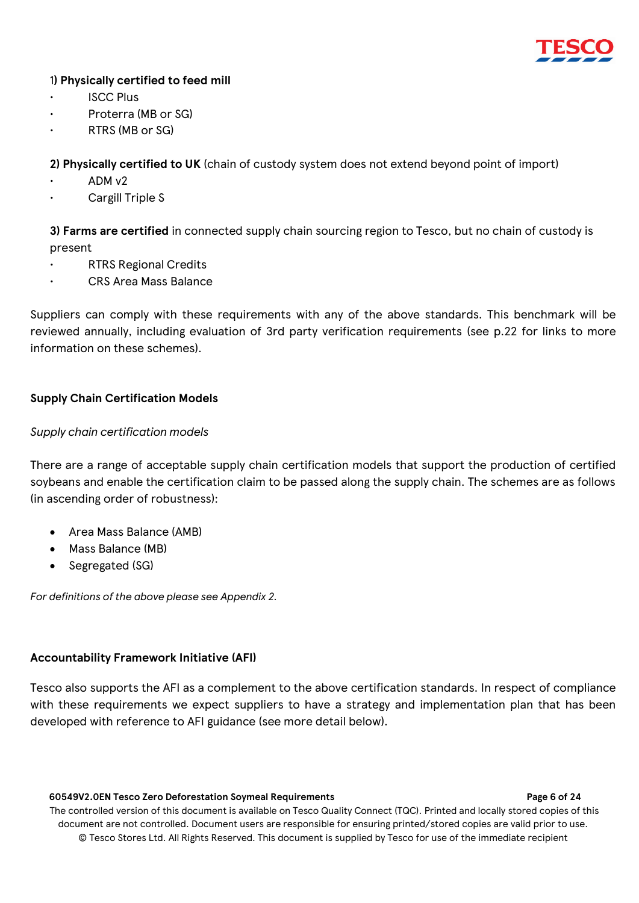1) **Physically certified to feed mill**

- ISCC Plus
- Proterra (MB or SG)
- RTRS (MB or SG)

**2) Physically certified to UK** (chain of custody system does not extend beyond point of import)

- ADM v2
- Cargill Triple S

**3) Farms are certified** in connected supply chain sourcing region to Tesco, but no chain of custody is present

- RTRS Regional Credits
- CRS Area Mass Balance

Suppliers can comply with these requirements with any of the above standards. This benchmark will be reviewed annually, including evaluation of 3rd party verification requirements (see p.22 for links to more information on these schemes).

### Supply Chain Certification Models

*Supply chain certification models*

There are a range of acceptable supply chain certification models that support the production of certified soybeans and enable the certification claim to be passed along the supply chain. The schemes are as follows (in ascending order of robustness):

- Area Mass Balance (AMB)
- Mass Balance (MB)
- Segregated (SG)

*For definitions of the above please see Appendix 2.*

### Accountability Framework Initiative (AFI)

Tesco also supports the AFI as a complement to the above certification standards. In respect of compliance with these requirements we expect suppliers to have a strategy and implementation plan that has been developed with reference to AFI guidance (see more detail below).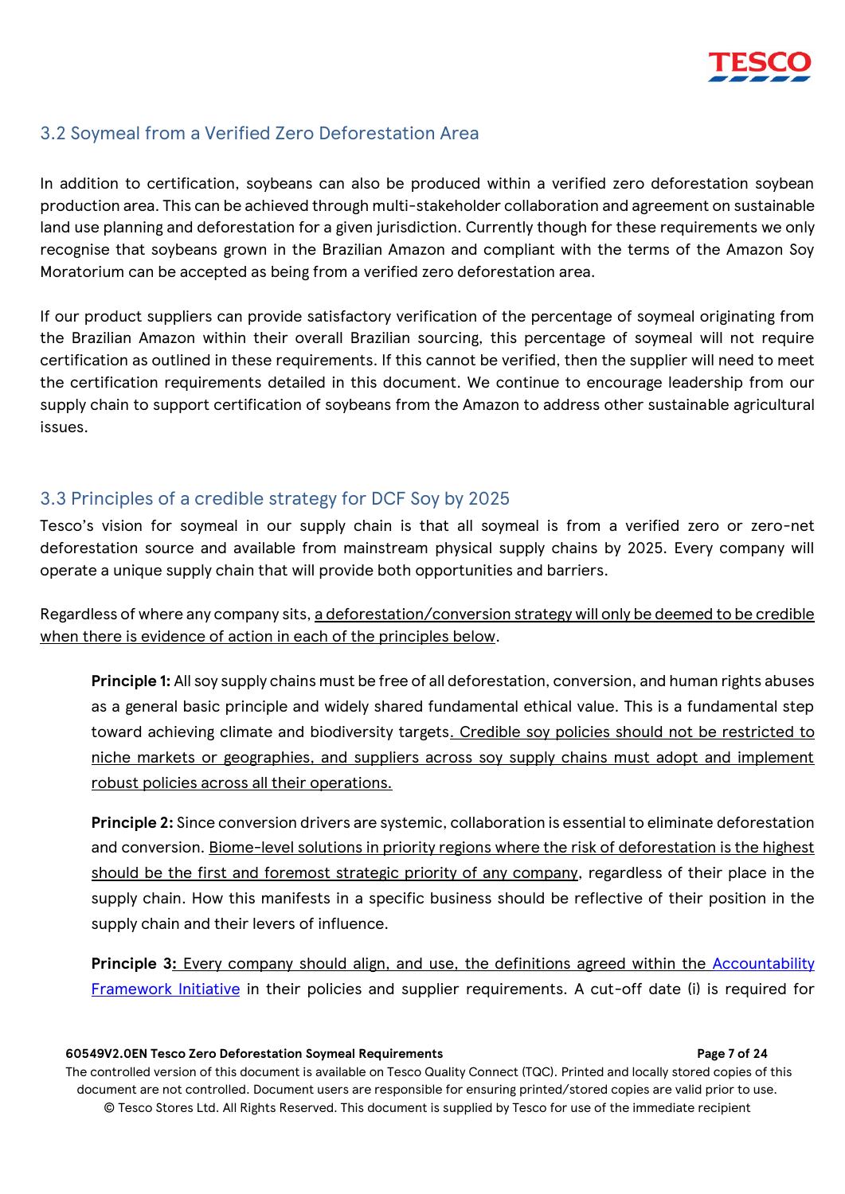## 3.2 Soymeal from a Verified Zero Deforestation Area

In addition to certification, soybeans can also be produced within a verified zero deforestation soybean production area. This can be achieved through multi-stakeholder collaboration and agreement on sustainable land use planning and deforestation for a given jurisdiction. Currently though for these requirements we only recognise that soybeans grown in the Brazilian Amazon and compliant with the terms of the Amazon Soy Moratorium can be accepted as being from a verified zero deforestation area.

If our product suppliers can provide satisfactory verification of the percentage of soymeal originating from the Brazilian Amazon within their overall Brazilian sourcing, this percentage of soymeal will not require certification as outlined in these requirements. If this cannot be verified, then the supplier will need to meet the certification requirements detailed in this document. We continue to encourage leadership from our supply chain to support certification of soybeans from the Amazon to address other sustainable agricultural issues.

## 3.3 Principles of a credible strategy for DCF Soy by 2025

Tesco's vision for soymeal in our supply chain is that all soymeal is from a verified zero or zero-net deforestation source and available from mainstream physical supply chains by 2025. Every company will operate a unique supply chain that will provide both opportunities and barriers.

Regardless of where any company sits, <u>a deforestation/conversion strategy will only be deemed to be credible when there is evidence of action in each of the principles below</u>.

**Principle 1:** All soy supply chains must be free of all deforestation, conversion, and human rights abuses as a general basic principle and widely shared fundamental ethical value. This is a fundamental step toward achieving climate and biodiversity targets<u>. Credible soy policies should not be restricted to niche markets or geographies, and suppliers across soy supply chains must adopt and implement robust policies across all their operations.</u>

**Principle 2:** Since conversion drivers are systemic, collaboration is essential to eliminate deforestation and conversion. <u>Biome-level solutions in priority regions where the risk of deforestation is the highest should be the first and foremost strategic priority of any company</u>, regardless of their place in the supply chain. How this manifests in a specific business should be reflective of their position in the supply chain and their levers of influence.

**Principle 3**<u>: Every company should align, and use, the definitions agreed within the Accountability Framework Initiative</u> in their policies and supplier requirements. A cut-off date (i) is required for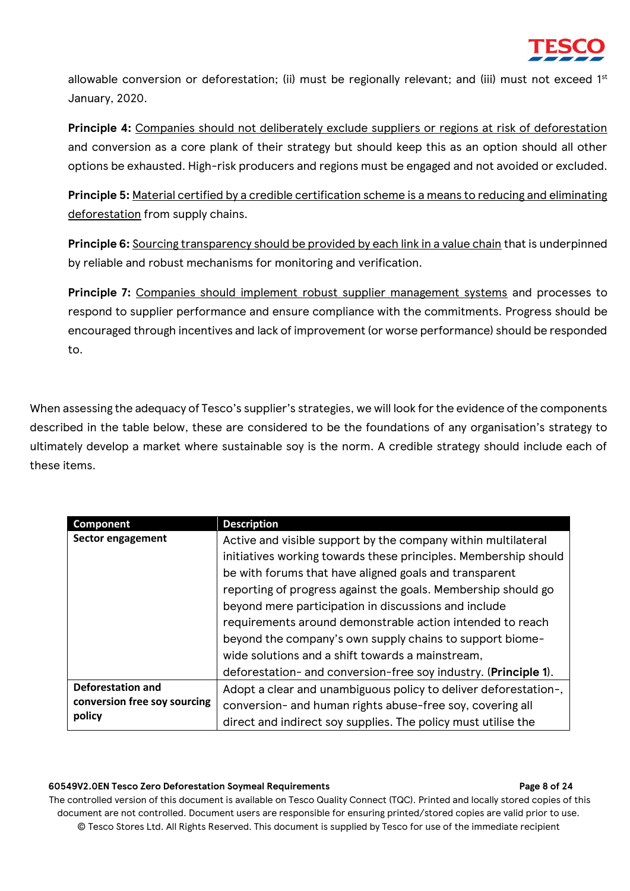allowable conversion or deforestation; (ii) must be regionally relevant; and (iii) must not exceed 1st January, 2020.

**Principle 4:** Companies should not deliberately exclude suppliers or regions at risk of deforestation and conversion as a core plank of their strategy but should keep this as an option should all other options be exhausted. High-risk producers and regions must be engaged and not avoided or excluded.

**Principle 5:** Material certified by a credible certification scheme is a means to reducing and eliminating deforestation from supply chains.

**Principle 6:** Sourcing transparency should be provided by each link in a value chain that is underpinned by reliable and robust mechanisms for monitoring and verification.

**Principle 7:** Companies should implement robust supplier management systems and processes to respond to supplier performance and ensure compliance with the commitments. Progress should be encouraged through incentives and lack of improvement (or worse performance) should be responded to.

When assessing the adequacy of Tesco's supplier's strategies, we will look for the evidence of the components described in the table below, these are considered to be the foundations of any organisation's strategy to ultimately develop a market where sustainable soy is the norm. A credible strategy should include each of these items.

| Component | Description |
|---|---|
| **Sector engagement** | Active and visible support by the company within multilateral initiatives working towards these principles. Membership should be with forums that have aligned goals and transparent reporting of progress against the goals. Membership should go beyond mere participation in discussions and include requirements around demonstrable action intended to reach beyond the company's own supply chains to support biome-wide solutions and a shift towards a mainstream, deforestation- and conversion-free soy industry. (**Principle 1**). |
| **Deforestation and conversion free soy sourcing policy** | Adopt a clear and unambiguous policy to deliver deforestation-, conversion- and human rights abuse-free soy, covering all direct and indirect soy supplies. The policy must utilise the |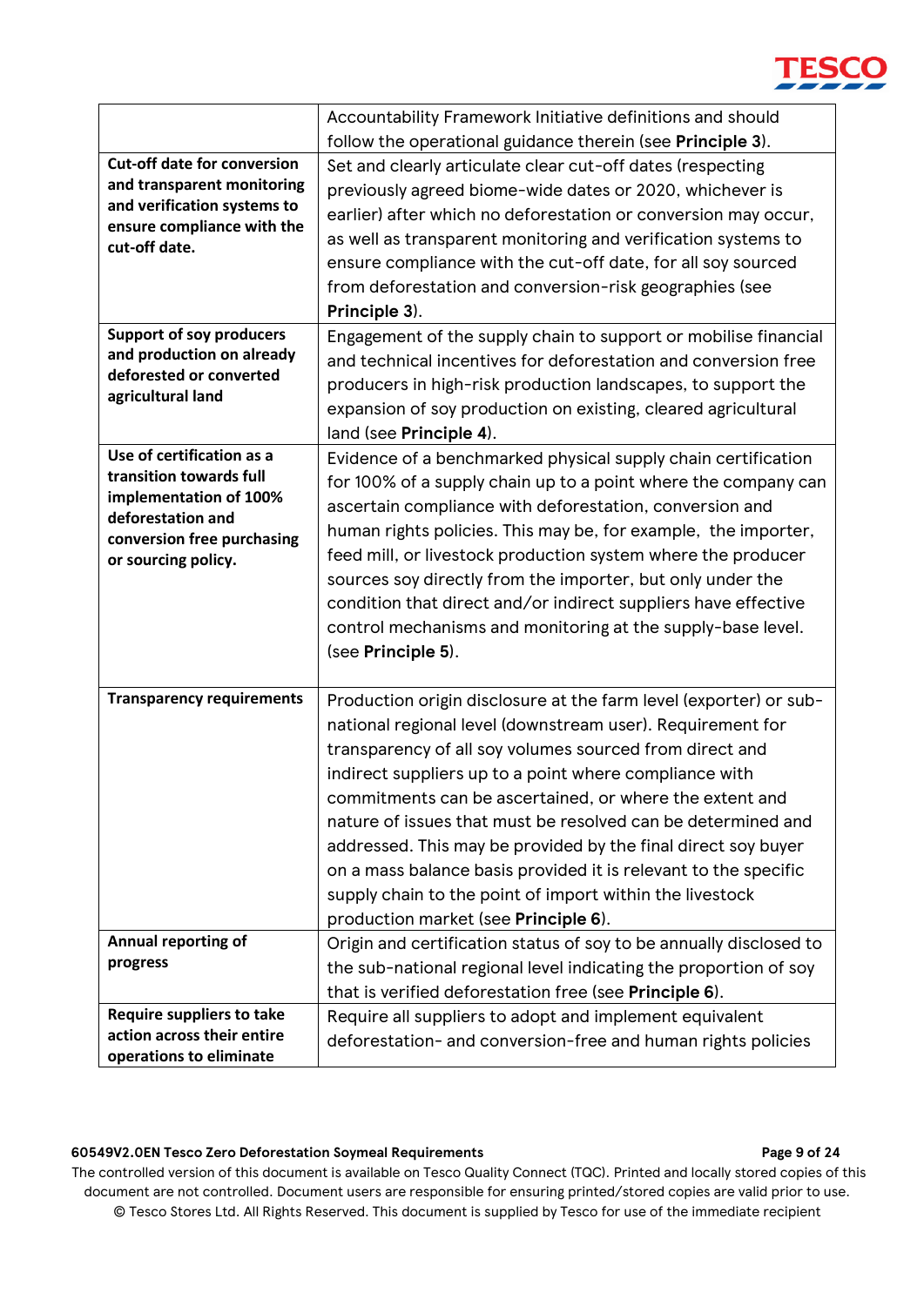| | |
|---|---|
| | Accountability Framework Initiative definitions and should follow the operational guidance therein (see **Principle 3**). |
| **Cut-off date for conversion and transparent monitoring and verification systems to ensure compliance with the cut-off date.** | Set and clearly articulate clear cut-off dates (respecting previously agreed biome-wide dates or 2020, whichever is earlier) after which no deforestation or conversion may occur, as well as transparent monitoring and verification systems to ensure compliance with the cut-off date, for all soy sourced from deforestation and conversion-risk geographies (see **Principle 3**). |
| **Support of soy producers and production on already deforested or converted agricultural land** | Engagement of the supply chain to support or mobilise financial and technical incentives for deforestation and conversion free producers in high-risk production landscapes, to support the expansion of soy production on existing, cleared agricultural land (see **Principle 4**). |
| **Use of certification as a transition towards full implementation of 100% deforestation and conversion free purchasing or sourcing policy.** | Evidence of a benchmarked physical supply chain certification for 100% of a supply chain up to a point where the company can ascertain compliance with deforestation, conversion and human rights policies. This may be, for example, the importer, feed mill, or livestock production system where the producer sources soy directly from the importer, but only under the condition that direct and/or indirect suppliers have effective control mechanisms and monitoring at the supply-base level. (see **Principle 5**). |
| **Transparency requirements** | Production origin disclosure at the farm level (exporter) or sub-national regional level (downstream user). Requirement for transparency of all soy volumes sourced from direct and indirect suppliers up to a point where compliance with commitments can be ascertained, or where the extent and nature of issues that must be resolved can be determined and addressed. This may be provided by the final direct soy buyer on a mass balance basis provided it is relevant to the specific supply chain to the point of import within the livestock production market (see **Principle 6**). |
| **Annual reporting of progress** | Origin and certification status of soy to be annually disclosed to the sub-national regional level indicating the proportion of soy that is verified deforestation free (see **Principle 6**). |
| **Require suppliers to take action across their entire operations to eliminate** | Require all suppliers to adopt and implement equivalent deforestation- and conversion-free and human rights policies |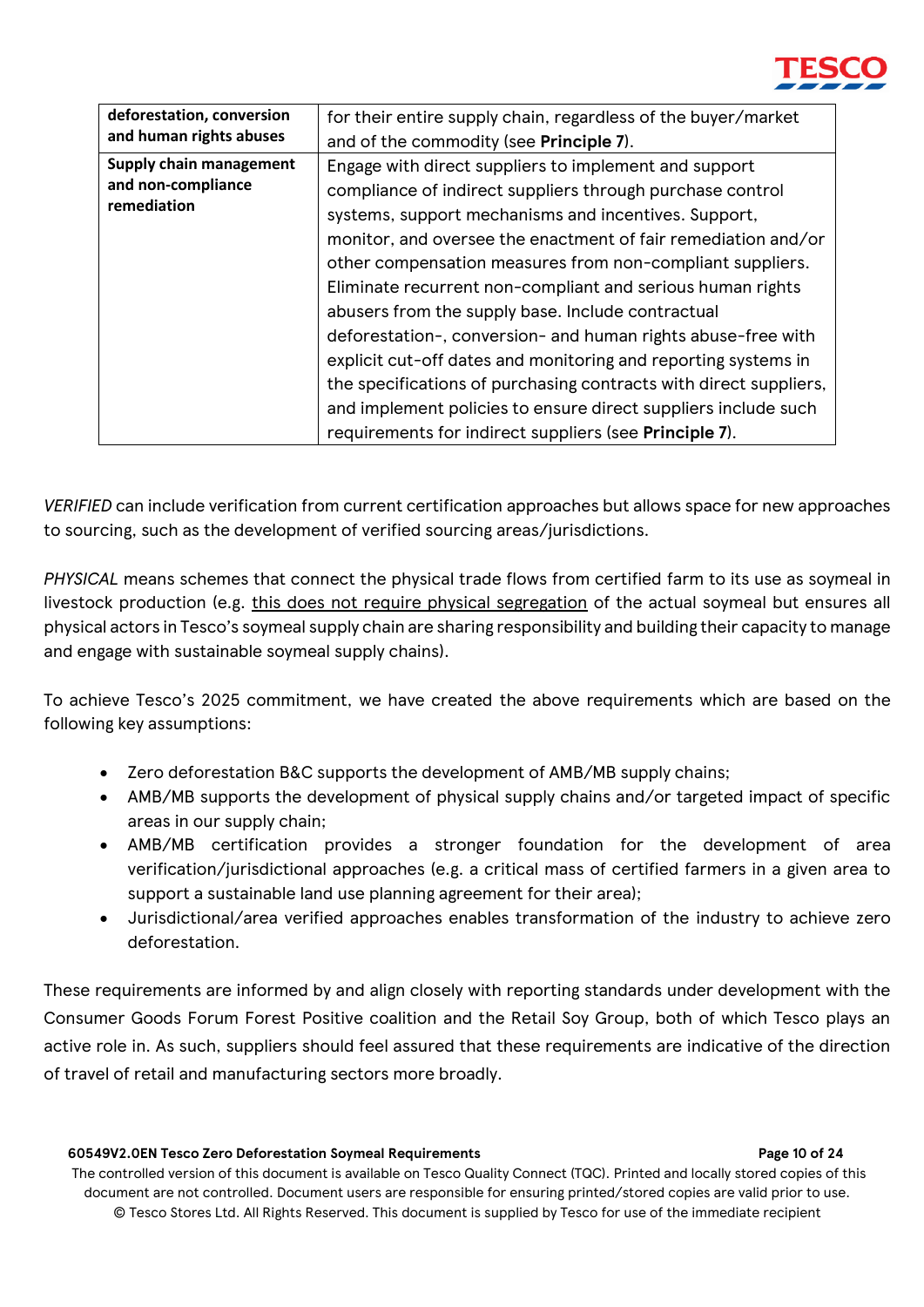| **deforestation, conversion and human rights abuses** | for their entire supply chain, regardless of the buyer/market and of the commodity (see **Principle 7**). |
|---|---|
| **Supply chain management and non-compliance remediation** | Engage with direct suppliers to implement and support compliance of indirect suppliers through purchase control systems, support mechanisms and incentives. Support, monitor, and oversee the enactment of fair remediation and/or other compensation measures from non-compliant suppliers. Eliminate recurrent non-compliant and serious human rights abusers from the supply base. Include contractual deforestation-, conversion- and human rights abuse-free with explicit cut-off dates and monitoring and reporting systems in the specifications of purchasing contracts with direct suppliers, and implement policies to ensure direct suppliers include such requirements for indirect suppliers (see **Principle 7**). |

*VERIFIED* can include verification from current certification approaches but allows space for new approaches to sourcing, such as the development of verified sourcing areas/jurisdictions.

*PHYSICAL* means schemes that connect the physical trade flows from certified farm to its use as soymeal in livestock production (e.g. <u>this does not require physical segregation</u> of the actual soymeal but ensures all physical actors in Tesco's soymeal supply chain are sharing responsibility and building their capacity to manage and engage with sustainable soymeal supply chains).

To achieve Tesco's 2025 commitment, we have created the above requirements which are based on the following key assumptions:

- Zero deforestation B&C supports the development of AMB/MB supply chains;
- AMB/MB supports the development of physical supply chains and/or targeted impact of specific areas in our supply chain;
- AMB/MB certification provides a stronger foundation for the development of area verification/jurisdictional approaches (e.g. a critical mass of certified farmers in a given area to support a sustainable land use planning agreement for their area);
- Jurisdictional/area verified approaches enables transformation of the industry to achieve zero deforestation.

These requirements are informed by and align closely with reporting standards under development with the Consumer Goods Forum Forest Positive coalition and the Retail Soy Group, both of which Tesco plays an active role in. As such, suppliers should feel assured that these requirements are indicative of the direction of travel of retail and manufacturing sectors more broadly.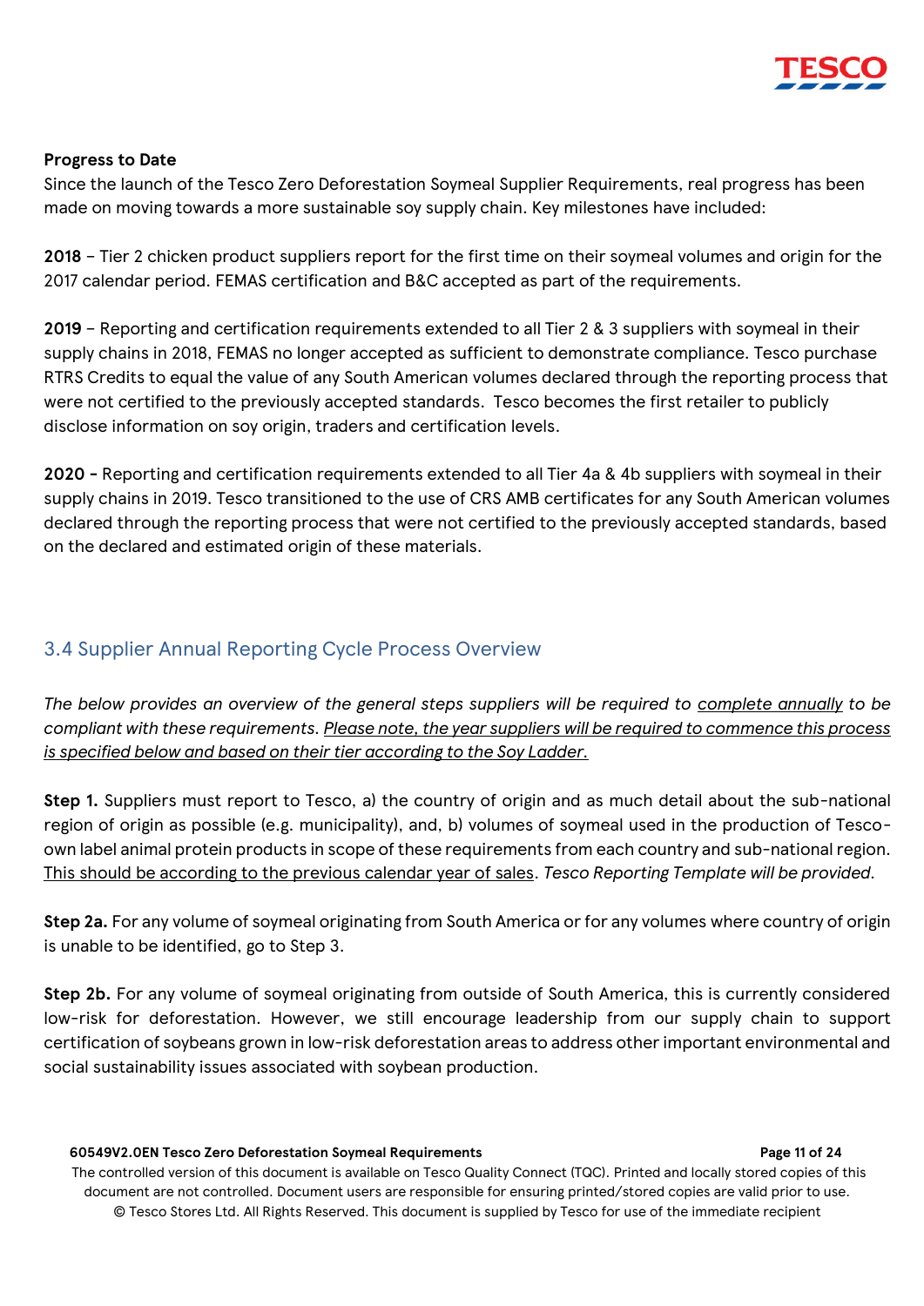**Progress to Date**

Since the launch of the Tesco Zero Deforestation Soymeal Supplier Requirements, real progress has been made on moving towards a more sustainable soy supply chain. Key milestones have included:

**2018** – Tier 2 chicken product suppliers report for the first time on their soymeal volumes and origin for the 2017 calendar period. FEMAS certification and B&C accepted as part of the requirements.

**2019** – Reporting and certification requirements extended to all Tier 2 & 3 suppliers with soymeal in their supply chains in 2018, FEMAS no longer accepted as sufficient to demonstrate compliance. Tesco purchase RTRS Credits to equal the value of any South American volumes declared through the reporting process that were not certified to the previously accepted standards. Tesco becomes the first retailer to publicly disclose information on soy origin, traders and certification levels.

**2020 -** Reporting and certification requirements extended to all Tier 4a & 4b suppliers with soymeal in their supply chains in 2019. Tesco transitioned to the use of CRS AMB certificates for any South American volumes declared through the reporting process that were not certified to the previously accepted standards, based on the declared and estimated origin of these materials.

## 3.4 Supplier Annual Reporting Cycle Process Overview

*The below provides an overview of the general steps suppliers will be required to complete annually to be compliant with these requirements. Please note, the year suppliers will be required to commence this process is specified below and based on their tier according to the Soy Ladder.*

**Step 1.** Suppliers must report to Tesco, a) the country of origin and as much detail about the sub-national region of origin as possible (e.g. municipality), and, b) volumes of soymeal used in the production of Tesco-own label animal protein products in scope of these requirements from each country and sub-national region. This should be according to the previous calendar year of sales. *Tesco Reporting Template will be provided*.

**Step 2a.** For any volume of soymeal originating from South America or for any volumes where country of origin is unable to be identified, go to Step 3.

**Step 2b.** For any volume of soymeal originating from outside of South America, this is currently considered low-risk for deforestation. However, we still encourage leadership from our supply chain to support certification of soybeans grown in low-risk deforestation areas to address other important environmental and social sustainability issues associated with soybean production.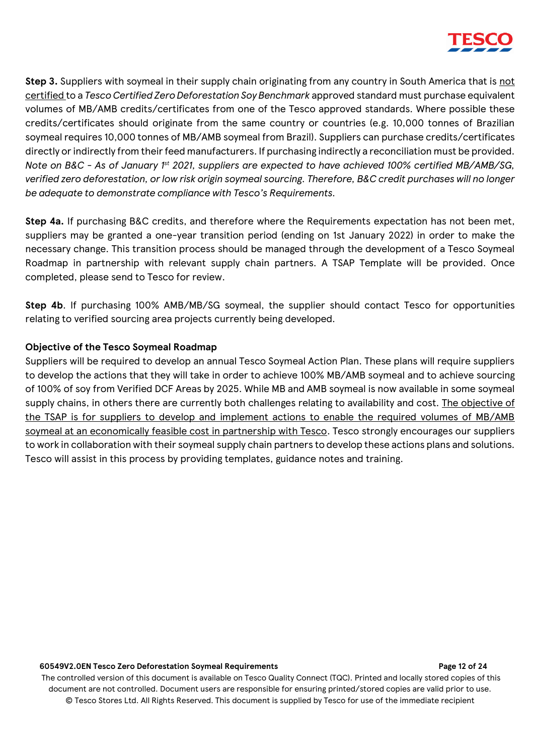**Step 3.** Suppliers with soymeal in their supply chain originating from any country in South America that is <u>not certified</u> to a *Tesco Certified Zero Deforestation Soy Benchmark* approved standard must purchase equivalent volumes of MB/AMB credits/certificates from one of the Tesco approved standards. Where possible these credits/certificates should originate from the same country or countries (e.g. 10,000 tonnes of Brazilian soymeal requires 10,000 tonnes of MB/AMB soymeal from Brazil). Suppliers can purchase credits/certificates directly or indirectly from their feed manufacturers. If purchasing indirectly a reconciliation must be provided. *Note on B&C - As of January 1st 2021, suppliers are expected to have achieved 100% certified MB/AMB/SG, verified zero deforestation, or low risk origin soymeal sourcing. Therefore, B&C credit purchases will no longer be adequate to demonstrate compliance with Tesco's Requirements.*

**Step 4a.** If purchasing B&C credits, and therefore where the Requirements expectation has not been met, suppliers may be granted a one-year transition period (ending on 1st January 2022) in order to make the necessary change. This transition process should be managed through the development of a Tesco Soymeal Roadmap in partnership with relevant supply chain partners. A TSAP Template will be provided. Once completed, please send to Tesco for review.

**Step 4b**. If purchasing 100% AMB/MB/SG soymeal, the supplier should contact Tesco for opportunities relating to verified sourcing area projects currently being developed.

**Objective of the Tesco Soymeal Roadmap**

Suppliers will be required to develop an annual Tesco Soymeal Action Plan. These plans will require suppliers to develop the actions that they will take in order to achieve 100% MB/AMB soymeal and to achieve sourcing of 100% of soy from Verified DCF Areas by 2025. While MB and AMB soymeal is now available in some soymeal supply chains, in others there are currently both challenges relating to availability and cost. <u>The objective of the TSAP is for suppliers to develop and implement actions to enable the required volumes of MB/AMB soymeal at an economically feasible cost in partnership with Tesco</u>. Tesco strongly encourages our suppliers to work in collaboration with their soymeal supply chain partners to develop these actions plans and solutions. Tesco will assist in this process by providing templates, guidance notes and training.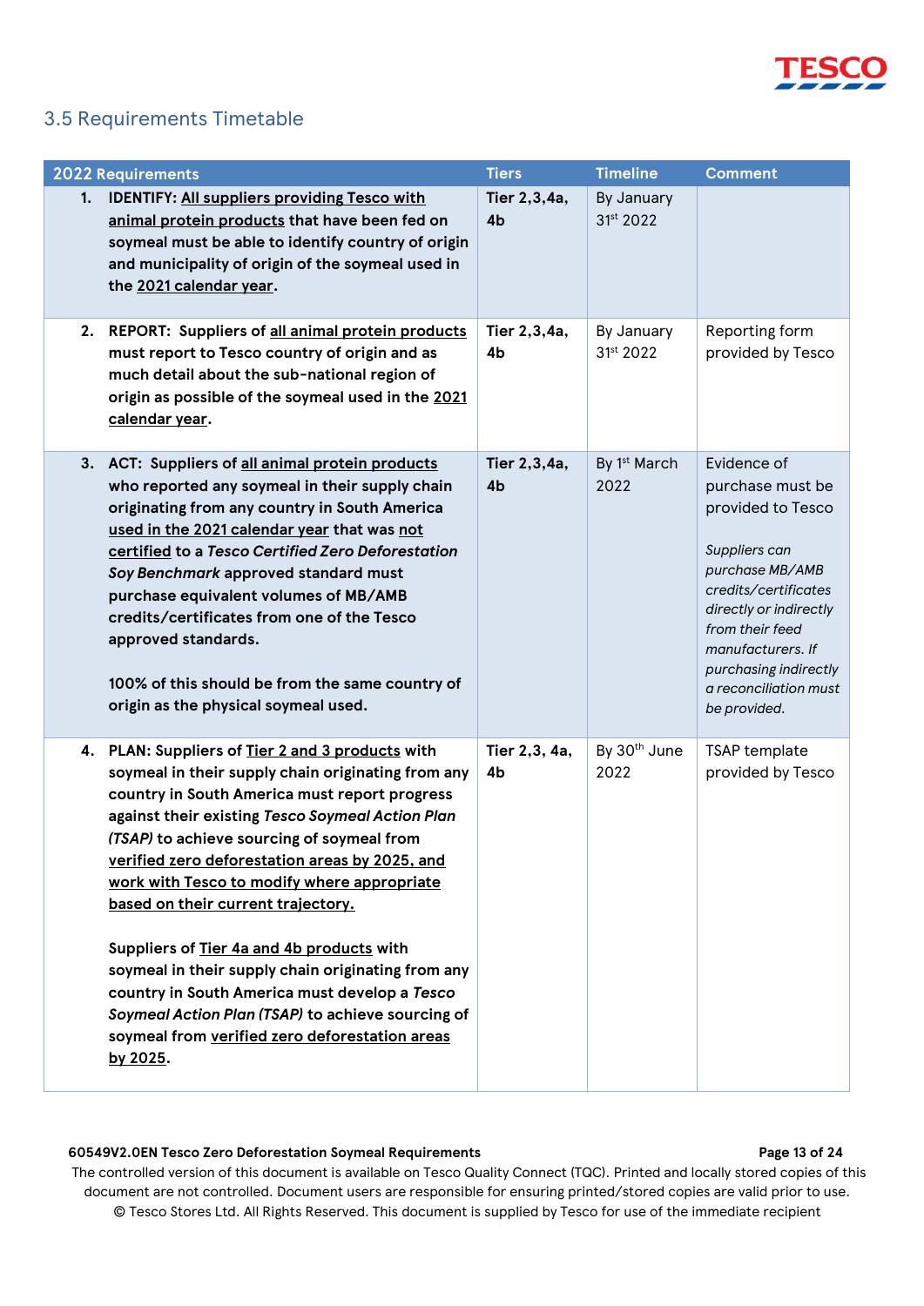## 3.5 Requirements Timetable

| 2022 Requirements | Tiers | Timeline | Comment |
|---|---|---|---|
| 1. **IDENTIFY: <u>All suppliers providing Tesco with animal protein products</u> that have been fed on soymeal must be able to identify country of origin and municipality of origin of the soymeal used in the <u>2021 calendar year</u>.** | **Tier 2,3,4a, 4b** | By January 31st 2022 | |
| 2. **REPORT: Suppliers of <u>all animal protein products</u> must report to Tesco country of origin and as much detail about the sub-national region of origin as possible of the soymeal used in the <u>2021 calendar year</u>.** | **Tier 2,3,4a, 4b** | By January 31st 2022 | Reporting form provided by Tesco |
| 3. **ACT: Suppliers of <u>all animal protein products</u> who reported any soymeal in their supply chain originating from any country in South America <u>used in the 2021 calendar year</u> that was <u>not certified</u> to a *Tesco Certified Zero Deforestation Soy Benchmark* approved standard must purchase equivalent volumes of MB/AMB credits/certificates from one of the Tesco approved standards.**<br><br>**100% of this should be from the same country of origin as the physical soymeal used.** | **Tier 2,3,4a, 4b** | By 1st March 2022 | Evidence of purchase must be provided to Tesco<br><br>*Suppliers can purchase MB/AMB credits/certificates directly or indirectly from their feed manufacturers. If purchasing indirectly a reconciliation must be provided.* |
| 4. **PLAN: Suppliers of <u>Tier 2 and 3 products</u> with soymeal in their supply chain originating from any country in South America must report progress against their existing *Tesco Soymeal Action Plan (TSAP)* to achieve sourcing of soymeal from <u>verified zero deforestation areas by 2025, and work with Tesco to modify where appropriate based on their current trajectory.</u>**<br><br>**Suppliers of <u>Tier 4a and 4b products</u> with soymeal in their supply chain originating from any country in South America must develop a *Tesco Soymeal Action Plan (TSAP)* to achieve sourcing of soymeal from <u>verified zero deforestation areas by 2025</u>.** | **Tier 2,3, 4a, 4b** | By 30th June 2022 | TSAP template provided by Tesco |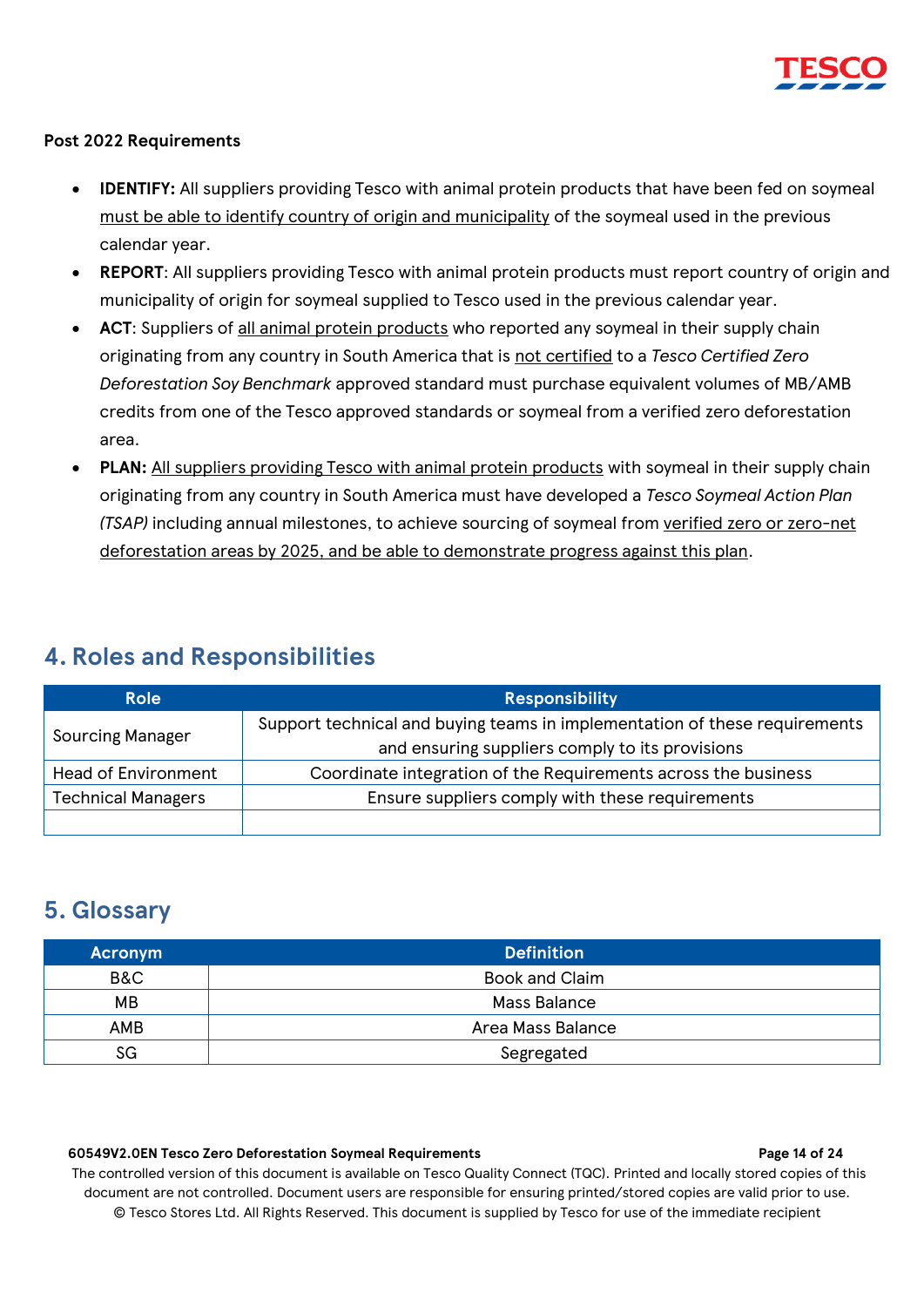**Post 2022 Requirements**

- **IDENTIFY:** All suppliers providing Tesco with animal protein products that have been fed on soymeal <u>must be able to identify country of origin and municipality</u> of the soymeal used in the previous calendar year.
- **REPORT**: All suppliers providing Tesco with animal protein products must report country of origin and municipality of origin for soymeal supplied to Tesco used in the previous calendar year.
- **ACT**: Suppliers of <u>all animal protein products</u> who reported any soymeal in their supply chain originating from any country in South America that is <u>not certified</u> to a *Tesco Certified Zero Deforestation Soy Benchmark* approved standard must purchase equivalent volumes of MB/AMB credits from one of the Tesco approved standards or soymeal from a verified zero deforestation area.
- **PLAN:** <u>All suppliers providing Tesco with animal protein products</u> with soymeal in their supply chain originating from any country in South America must have developed a *Tesco Soymeal Action Plan (TSAP)* including annual milestones, to achieve sourcing of soymeal from <u>verified zero or zero-net deforestation areas by 2025, and be able to demonstrate progress against this plan</u>.

## 4. Roles and Responsibilities

| Role | Responsibility |
|---|---|
| Sourcing Manager | Support technical and buying teams in implementation of these requirements and ensuring suppliers comply to its provisions |
| Head of Environment | Coordinate integration of the Requirements across the business |
| Technical Managers | Ensure suppliers comply with these requirements |
| | |

## 5. Glossary

| Acronym | Definition |
|---|---|
| B&C | Book and Claim |
| MB | Mass Balance |
| AMB | Area Mass Balance |
| SG | Segregated |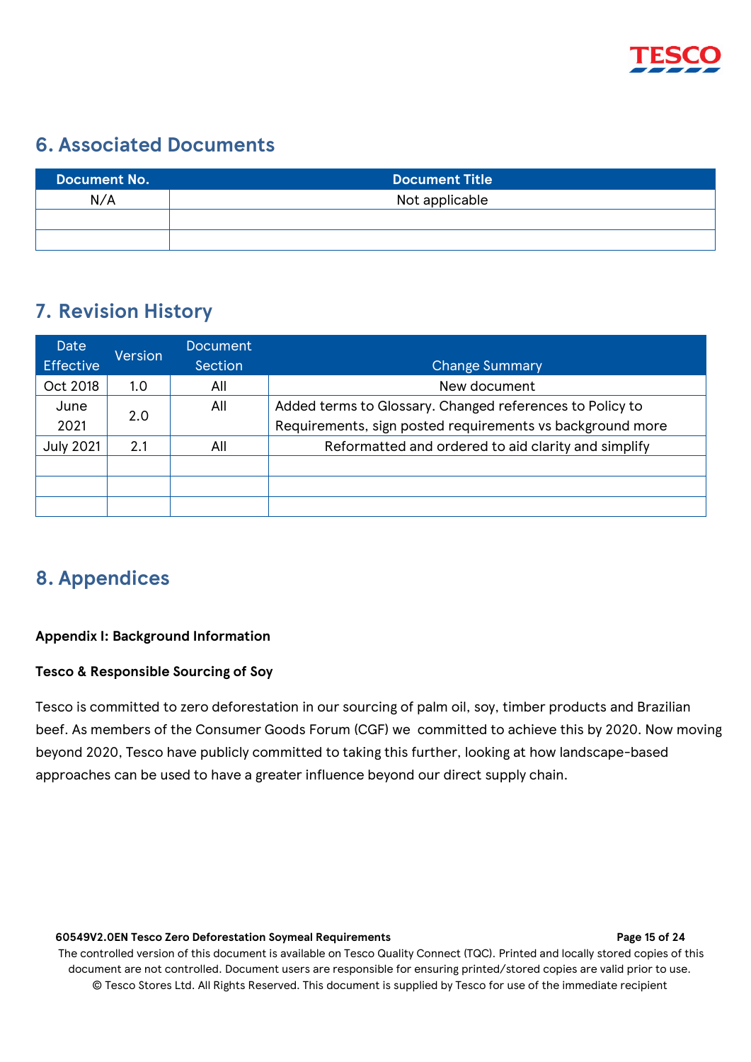## 6. Associated Documents

| Document No. | Document Title |
|---|---|
| N/A | Not applicable |
| | |
| | |

## 7. Revision History

| Date Effective | Version | Document Section | Change Summary |
|---|---|---|---|
| Oct 2018 | 1.0 | All | New document |
| June 2021 | 2.0 | All | Added terms to Glossary. Changed references to Policy to Requirements, sign posted requirements vs background more |
| July 2021 | 2.1 | All | Reformatted and ordered to aid clarity and simplify |
| | | | |
| | | | |
| | | | |

## 8. Appendices

**Appendix I: Background Information**

**Tesco & Responsible Sourcing of Soy**

Tesco is committed to zero deforestation in our sourcing of palm oil, soy, timber products and Brazilian beef. As members of the Consumer Goods Forum (CGF) we committed to achieve this by 2020. Now moving beyond 2020, Tesco have publicly committed to taking this further, looking at how landscape-based approaches can be used to have a greater influence beyond our direct supply chain.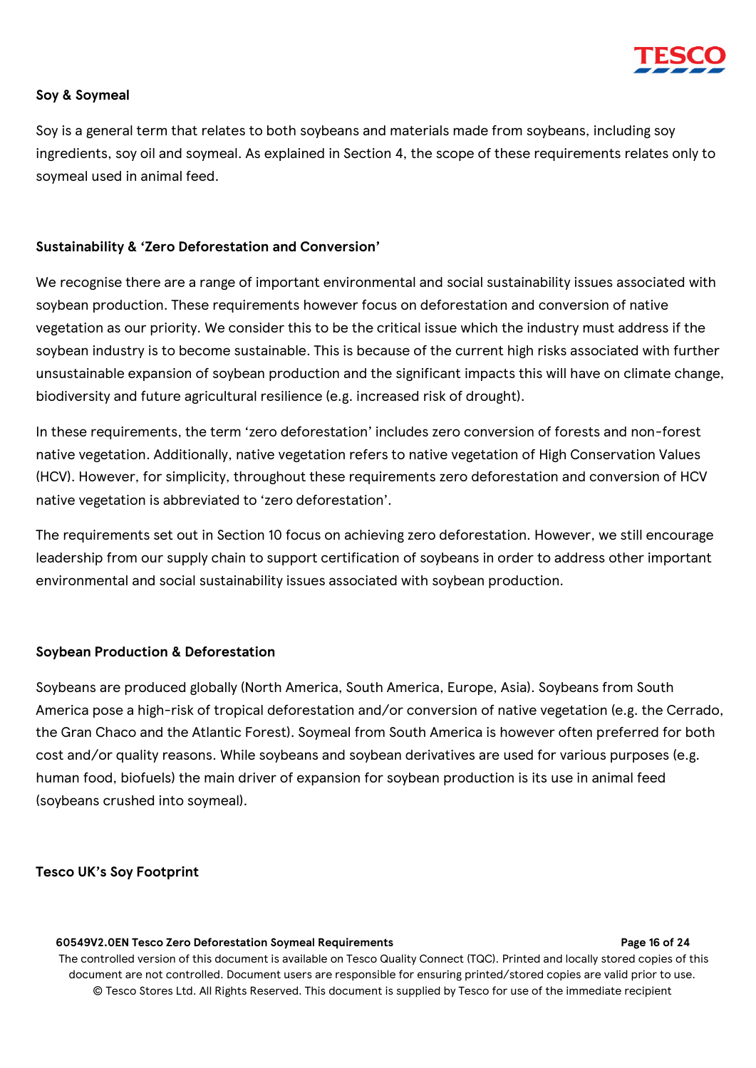**Soy & Soymeal**

Soy is a general term that relates to both soybeans and materials made from soybeans, including soy ingredients, soy oil and soymeal. As explained in Section 4, the scope of these requirements relates only to soymeal used in animal feed.

**Sustainability & 'Zero Deforestation and Conversion'**

We recognise there are a range of important environmental and social sustainability issues associated with soybean production. These requirements however focus on deforestation and conversion of native vegetation as our priority. We consider this to be the critical issue which the industry must address if the soybean industry is to become sustainable. This is because of the current high risks associated with further unsustainable expansion of soybean production and the significant impacts this will have on climate change, biodiversity and future agricultural resilience (e.g. increased risk of drought).

In these requirements, the term 'zero deforestation' includes zero conversion of forests and non-forest native vegetation. Additionally, native vegetation refers to native vegetation of High Conservation Values (HCV). However, for simplicity, throughout these requirements zero deforestation and conversion of HCV native vegetation is abbreviated to 'zero deforestation'.

The requirements set out in Section 10 focus on achieving zero deforestation. However, we still encourage leadership from our supply chain to support certification of soybeans in order to address other important environmental and social sustainability issues associated with soybean production.

**Soybean Production & Deforestation**

Soybeans are produced globally (North America, South America, Europe, Asia). Soybeans from South America pose a high-risk of tropical deforestation and/or conversion of native vegetation (e.g. the Cerrado, the Gran Chaco and the Atlantic Forest). Soymeal from South America is however often preferred for both cost and/or quality reasons. While soybeans and soybean derivatives are used for various purposes (e.g. human food, biofuels) the main driver of expansion for soybean production is its use in animal feed (soybeans crushed into soymeal).

**Tesco UK's Soy Footprint**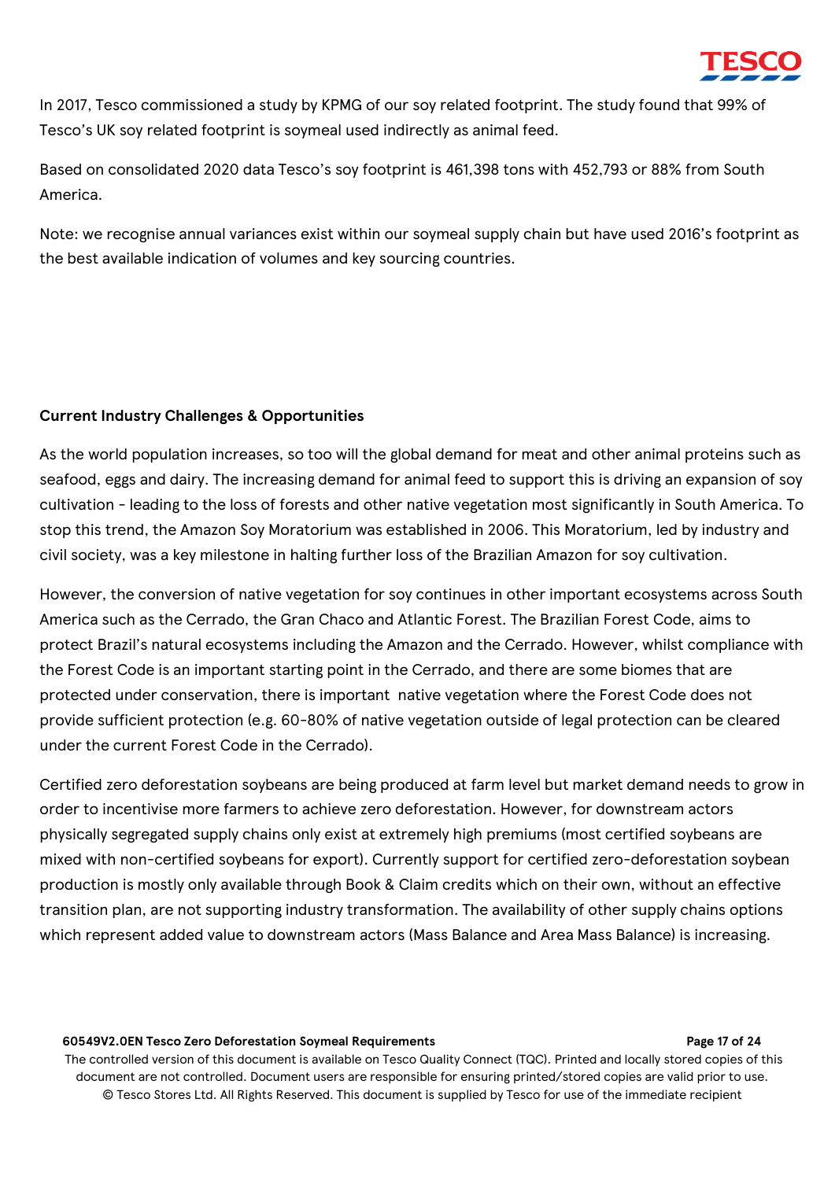In 2017, Tesco commissioned a study by KPMG of our soy related footprint. The study found that 99% of Tesco's UK soy related footprint is soymeal used indirectly as animal feed.

Based on consolidated 2020 data Tesco's soy footprint is 461,398 tons with 452,793 or 88% from South America.

Note: we recognise annual variances exist within our soymeal supply chain but have used 2016's footprint as the best available indication of volumes and key sourcing countries.

**Current Industry Challenges & Opportunities**

As the world population increases, so too will the global demand for meat and other animal proteins such as seafood, eggs and dairy. The increasing demand for animal feed to support this is driving an expansion of soy cultivation - leading to the loss of forests and other native vegetation most significantly in South America. To stop this trend, the Amazon Soy Moratorium was established in 2006. This Moratorium, led by industry and civil society, was a key milestone in halting further loss of the Brazilian Amazon for soy cultivation.

However, the conversion of native vegetation for soy continues in other important ecosystems across South America such as the Cerrado, the Gran Chaco and Atlantic Forest. The Brazilian Forest Code, aims to protect Brazil's natural ecosystems including the Amazon and the Cerrado. However, whilst compliance with the Forest Code is an important starting point in the Cerrado, and there are some biomes that are protected under conservation, there is important native vegetation where the Forest Code does not provide sufficient protection (e.g. 60-80% of native vegetation outside of legal protection can be cleared under the current Forest Code in the Cerrado).

Certified zero deforestation soybeans are being produced at farm level but market demand needs to grow in order to incentivise more farmers to achieve zero deforestation. However, for downstream actors physically segregated supply chains only exist at extremely high premiums (most certified soybeans are mixed with non-certified soybeans for export). Currently support for certified zero-deforestation soybean production is mostly only available through Book & Claim credits which on their own, without an effective transition plan, are not supporting industry transformation. The availability of other supply chains options which represent added value to downstream actors (Mass Balance and Area Mass Balance) is increasing.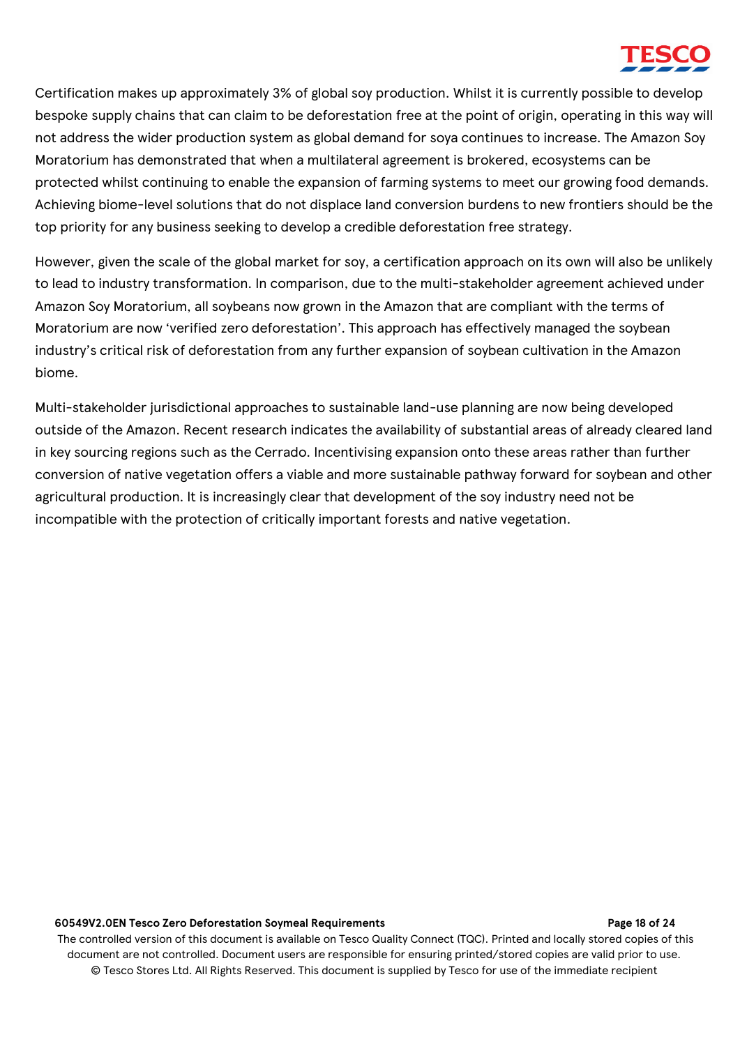Certification makes up approximately 3% of global soy production. Whilst it is currently possible to develop bespoke supply chains that can claim to be deforestation free at the point of origin, operating in this way will not address the wider production system as global demand for soya continues to increase. The Amazon Soy Moratorium has demonstrated that when a multilateral agreement is brokered, ecosystems can be protected whilst continuing to enable the expansion of farming systems to meet our growing food demands. Achieving biome-level solutions that do not displace land conversion burdens to new frontiers should be the top priority for any business seeking to develop a credible deforestation free strategy.

However, given the scale of the global market for soy, a certification approach on its own will also be unlikely to lead to industry transformation. In comparison, due to the multi-stakeholder agreement achieved under Amazon Soy Moratorium, all soybeans now grown in the Amazon that are compliant with the terms of Moratorium are now 'verified zero deforestation'. This approach has effectively managed the soybean industry's critical risk of deforestation from any further expansion of soybean cultivation in the Amazon biome.

Multi-stakeholder jurisdictional approaches to sustainable land-use planning are now being developed outside of the Amazon. Recent research indicates the availability of substantial areas of already cleared land in key sourcing regions such as the Cerrado. Incentivising expansion onto these areas rather than further conversion of native vegetation offers a viable and more sustainable pathway forward for soybean and other agricultural production. It is increasingly clear that development of the soy industry need not be incompatible with the protection of critically important forests and native vegetation.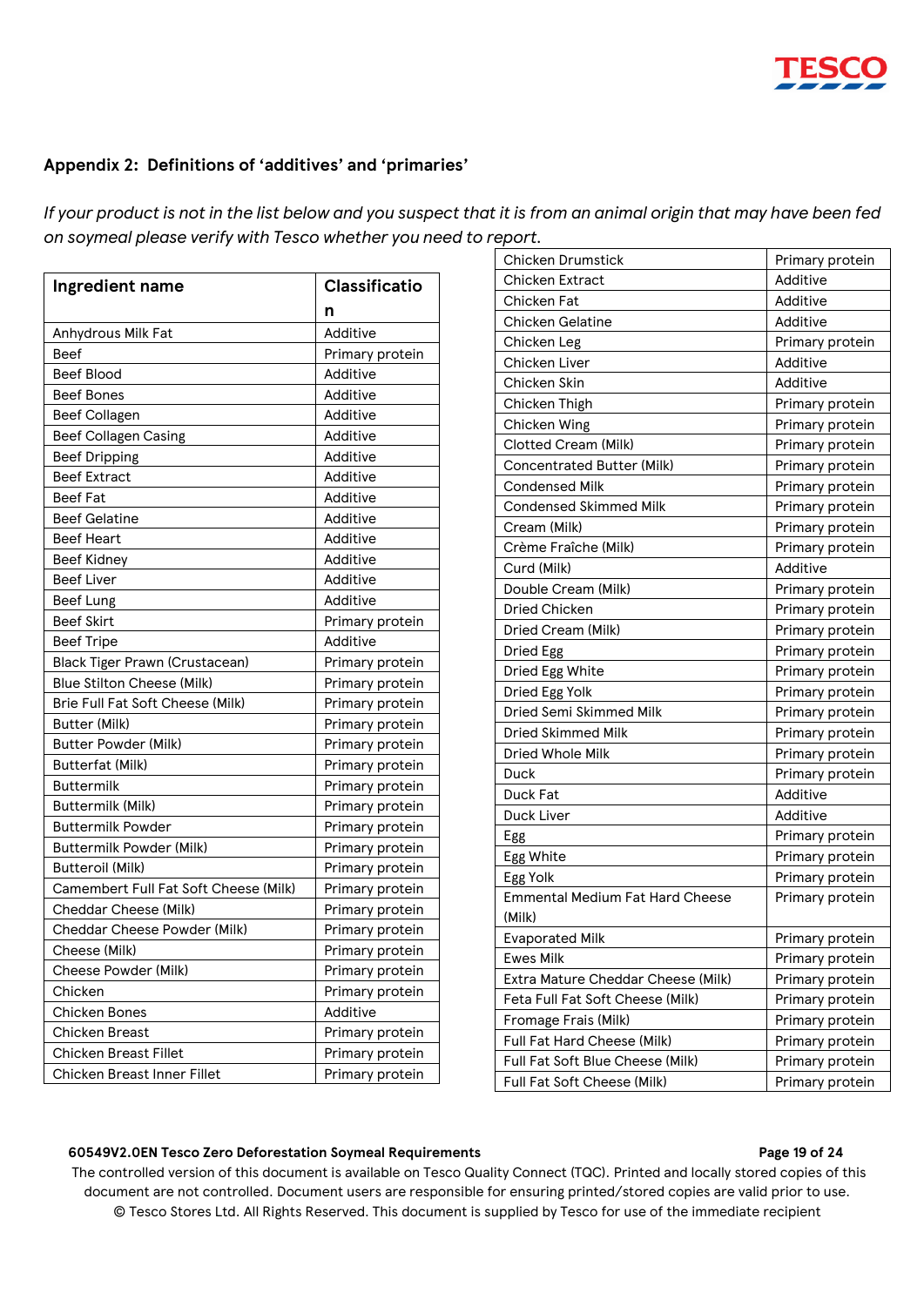## Appendix 2: Definitions of ‘additives’ and ‘primaries’

*If your product is not in the list below and you suspect that it is from an animal origin that may have been fed on soymeal please verify with Tesco whether you need to report.*

| Ingredient name | Classification |
|---|---|
| Anhydrous Milk Fat | Additive |
| Beef | Primary protein |
| Beef Blood | Additive |
| Beef Bones | Additive |
| Beef Collagen | Additive |
| Beef Collagen Casing | Additive |
| Beef Dripping | Additive |
| Beef Extract | Additive |
| Beef Fat | Additive |
| Beef Gelatine | Additive |
| Beef Heart | Additive |
| Beef Kidney | Additive |
| Beef Liver | Additive |
| Beef Lung | Additive |
| Beef Skirt | Primary protein |
| Beef Tripe | Additive |
| Black Tiger Prawn (Crustacean) | Primary protein |
| Blue Stilton Cheese (Milk) | Primary protein |
| Brie Full Fat Soft Cheese (Milk) | Primary protein |
| Butter (Milk) | Primary protein |
| Butter Powder (Milk) | Primary protein |
| Butterfat (Milk) | Primary protein |
| Buttermilk | Primary protein |
| Buttermilk (Milk) | Primary protein |
| Buttermilk Powder | Primary protein |
| Buttermilk Powder (Milk) | Primary protein |
| Butteroil (Milk) | Primary protein |
| Camembert Full Fat Soft Cheese (Milk) | Primary protein |
| Cheddar Cheese (Milk) | Primary protein |
| Cheddar Cheese Powder (Milk) | Primary protein |
| Cheese (Milk) | Primary protein |
| Cheese Powder (Milk) | Primary protein |
| Chicken | Primary protein |
| Chicken Bones | Additive |
| Chicken Breast | Primary protein |
| Chicken Breast Fillet | Primary protein |
| Chicken Breast Inner Fillet | Primary protein |
| Chicken Drumstick | Primary protein |
| Chicken Extract | Additive |
| Chicken Fat | Additive |
| Chicken Gelatine | Additive |
| Chicken Leg | Primary protein |
| Chicken Liver | Additive |
| Chicken Skin | Additive |
| Chicken Thigh | Primary protein |
| Chicken Wing | Primary protein |
| Clotted Cream (Milk) | Primary protein |
| Concentrated Butter (Milk) | Primary protein |
| Condensed Milk | Primary protein |
| Condensed Skimmed Milk | Primary protein |
| Cream (Milk) | Primary protein |
| Crème Fraîche (Milk) | Primary protein |
| Curd (Milk) | Additive |
| Double Cream (Milk) | Primary protein |
| Dried Chicken | Primary protein |
| Dried Cream (Milk) | Primary protein |
| Dried Egg | Primary protein |
| Dried Egg White | Primary protein |
| Dried Egg Yolk | Primary protein |
| Dried Semi Skimmed Milk | Primary protein |
| Dried Skimmed Milk | Primary protein |
| Dried Whole Milk | Primary protein |
| Duck | Primary protein |
| Duck Fat | Additive |
| Duck Liver | Additive |
| Egg | Primary protein |
| Egg White | Primary protein |
| Egg Yolk | Primary protein |
| Emmental Medium Fat Hard Cheese (Milk) | Primary protein |
| Evaporated Milk | Primary protein |
| Ewes Milk | Primary protein |
| Extra Mature Cheddar Cheese (Milk) | Primary protein |
| Feta Full Fat Soft Cheese (Milk) | Primary protein |
| Fromage Frais (Milk) | Primary protein |
| Full Fat Hard Cheese (Milk) | Primary protein |
| Full Fat Soft Blue Cheese (Milk) | Primary protein |
| Full Fat Soft Cheese (Milk) | Primary protein |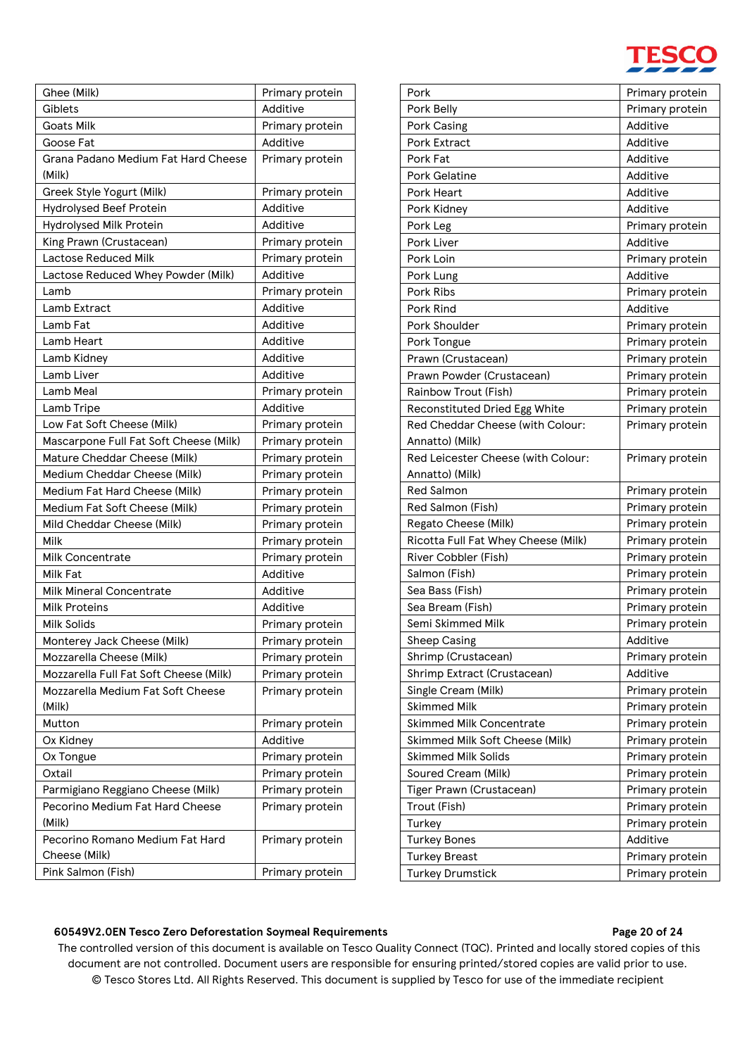| | |
|---|---|
| Ghee (Milk) | Primary protein |
| Giblets | Additive |
| Goats Milk | Primary protein |
| Goose Fat | Additive |
| Grana Padano Medium Fat Hard Cheese (Milk) | Primary protein |
| Greek Style Yogurt (Milk) | Primary protein |
| Hydrolysed Beef Protein | Additive |
| Hydrolysed Milk Protein | Additive |
| King Prawn (Crustacean) | Primary protein |
| Lactose Reduced Milk | Primary protein |
| Lactose Reduced Whey Powder (Milk) | Additive |
| Lamb | Primary protein |
| Lamb Extract | Additive |
| Lamb Fat | Additive |
| Lamb Heart | Additive |
| Lamb Kidney | Additive |
| Lamb Liver | Additive |
| Lamb Meal | Primary protein |
| Lamb Tripe | Additive |
| Low Fat Soft Cheese (Milk) | Primary protein |
| Mascarpone Full Fat Soft Cheese (Milk) | Primary protein |
| Mature Cheddar Cheese (Milk) | Primary protein |
| Medium Cheddar Cheese (Milk) | Primary protein |
| Medium Fat Hard Cheese (Milk) | Primary protein |
| Medium Fat Soft Cheese (Milk) | Primary protein |
| Mild Cheddar Cheese (Milk) | Primary protein |
| Milk | Primary protein |
| Milk Concentrate | Primary protein |
| Milk Fat | Additive |
| Milk Mineral Concentrate | Additive |
| Milk Proteins | Additive |
| Milk Solids | Primary protein |
| Monterey Jack Cheese (Milk) | Primary protein |
| Mozzarella Cheese (Milk) | Primary protein |
| Mozzarella Full Fat Soft Cheese (Milk) | Primary protein |
| Mozzarella Medium Fat Soft Cheese (Milk) | Primary protein |
| Mutton | Primary protein |
| Ox Kidney | Additive |
| Ox Tongue | Primary protein |
| Oxtail | Primary protein |
| Parmigiano Reggiano Cheese (Milk) | Primary protein |
| Pecorino Medium Fat Hard Cheese (Milk) | Primary protein |
| Pecorino Romano Medium Fat Hard Cheese (Milk) | Primary protein |
| Pink Salmon (Fish) | Primary protein |
| Pork | Primary protein |
| Pork Belly | Primary protein |
| Pork Casing | Additive |
| Pork Extract | Additive |
| Pork Fat | Additive |
| Pork Gelatine | Additive |
| Pork Heart | Additive |
| Pork Kidney | Additive |
| Pork Leg | Primary protein |
| Pork Liver | Additive |
| Pork Loin | Primary protein |
| Pork Lung | Additive |
| Pork Ribs | Primary protein |
| Pork Rind | Additive |
| Pork Shoulder | Primary protein |
| Pork Tongue | Primary protein |
| Prawn (Crustacean) | Primary protein |
| Prawn Powder (Crustacean) | Primary protein |
| Rainbow Trout (Fish) | Primary protein |
| Reconstituted Dried Egg White | Primary protein |
| Red Cheddar Cheese (with Colour: Annatto) (Milk) | Primary protein |
| Red Leicester Cheese (with Colour: Annatto) (Milk) | Primary protein |
| Red Salmon | Primary protein |
| Red Salmon (Fish) | Primary protein |
| Regato Cheese (Milk) | Primary protein |
| Ricotta Full Fat Whey Cheese (Milk) | Primary protein |
| River Cobbler (Fish) | Primary protein |
| Salmon (Fish) | Primary protein |
| Sea Bass (Fish) | Primary protein |
| Sea Bream (Fish) | Primary protein |
| Semi Skimmed Milk | Primary protein |
| Sheep Casing | Additive |
| Shrimp (Crustacean) | Primary protein |
| Shrimp Extract (Crustacean) | Additive |
| Single Cream (Milk) | Primary protein |
| Skimmed Milk | Primary protein |
| Skimmed Milk Concentrate | Primary protein |
| Skimmed Milk Soft Cheese (Milk) | Primary protein |
| Skimmed Milk Solids | Primary protein |
| Soured Cream (Milk) | Primary protein |
| Tiger Prawn (Crustacean) | Primary protein |
| Trout (Fish) | Primary protein |
| Turkey | Primary protein |
| Turkey Bones | Additive |
| Turkey Breast | Primary protein |
| Turkey Drumstick | Primary protein |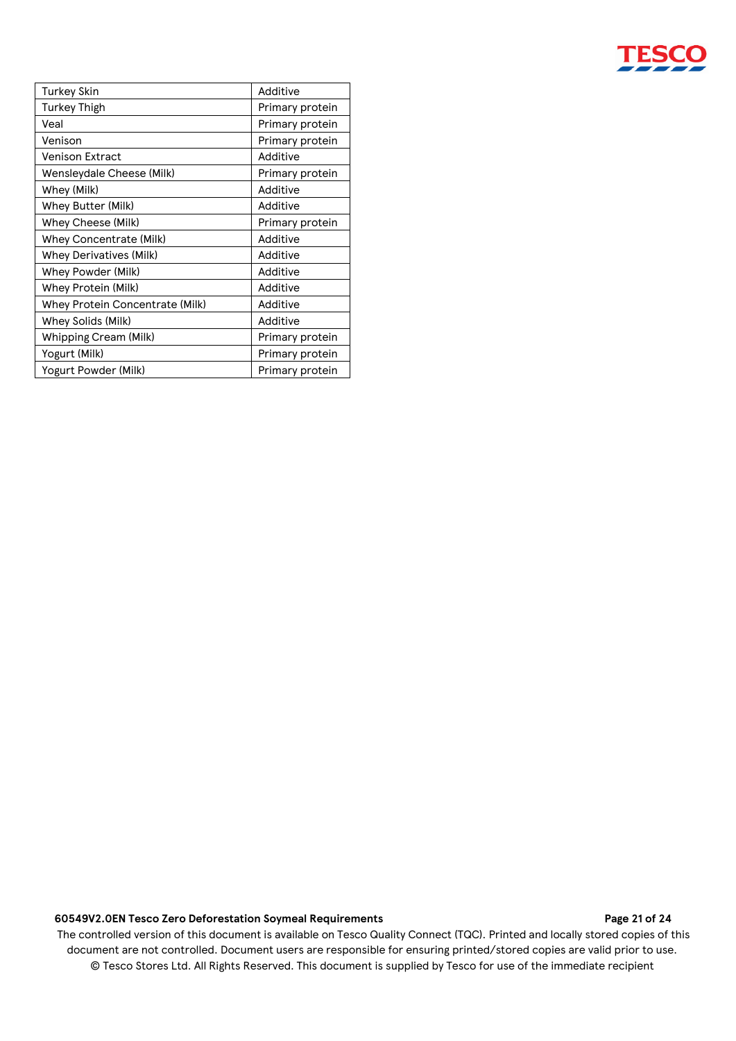| | |
|---|---|
| Turkey Skin | Additive |
| Turkey Thigh | Primary protein |
| Veal | Primary protein |
| Venison | Primary protein |
| Venison Extract | Additive |
| Wensleydale Cheese (Milk) | Primary protein |
| Whey (Milk) | Additive |
| Whey Butter (Milk) | Additive |
| Whey Cheese (Milk) | Primary protein |
| Whey Concentrate (Milk) | Additive |
| Whey Derivatives (Milk) | Additive |
| Whey Powder (Milk) | Additive |
| Whey Protein (Milk) | Additive |
| Whey Protein Concentrate (Milk) | Additive |
| Whey Solids (Milk) | Additive |
| Whipping Cream (Milk) | Primary protein |
| Yogurt (Milk) | Primary protein |
| Yogurt Powder (Milk) | Primary protein |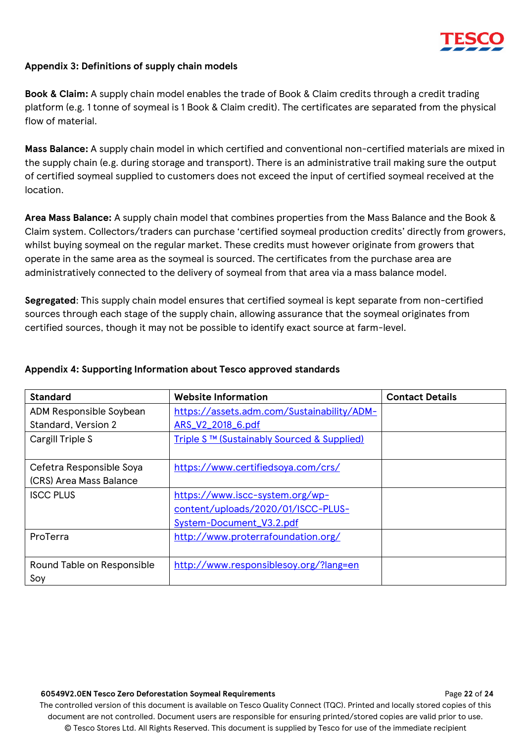### Appendix 3: Definitions of supply chain models

**Book & Claim:** A supply chain model enables the trade of Book & Claim credits through a credit trading platform (e.g. 1 tonne of soymeal is 1 Book & Claim credit). The certificates are separated from the physical flow of material.

**Mass Balance:** A supply chain model in which certified and conventional non-certified materials are mixed in the supply chain (e.g. during storage and transport). There is an administrative trail making sure the output of certified soymeal supplied to customers does not exceed the input of certified soymeal received at the location.

**Area Mass Balance:** A supply chain model that combines properties from the Mass Balance and the Book & Claim system. Collectors/traders can purchase 'certified soymeal production credits' directly from growers, whilst buying soymeal on the regular market. These credits must however originate from growers that operate in the same area as the soymeal is sourced. The certificates from the purchase area are administratively connected to the delivery of soymeal from that area via a mass balance model.

**Segregated**: This supply chain model ensures that certified soymeal is kept separate from non-certified sources through each stage of the supply chain, allowing assurance that the soymeal originates from certified sources, though it may not be possible to identify exact source at farm-level.

### Appendix 4: Supporting Information about Tesco approved standards

| Standard | Website Information | Contact Details |
| --- | --- | --- |
| ADM Responsible Soybean Standard, Version 2 | https://assets.adm.com/Sustainability/ADM-ARS_V2_2018_6.pdf | |
| Cargill Triple S | Triple S ™ (Sustainably Sourced & Supplied) | |
| Cefetra Responsible Soya (CRS) Area Mass Balance | https://www.certifiedsoya.com/crs/ | |
| ISCC PLUS | https://www.iscc-system.org/wp-content/uploads/2020/01/ISCC-PLUS-System-Document_V3.2.pdf | |
| ProTerra | http://www.proterrafoundation.org/ | |
| Round Table on Responsible Soy | http://www.responsiblesoy.org/?lang=en | |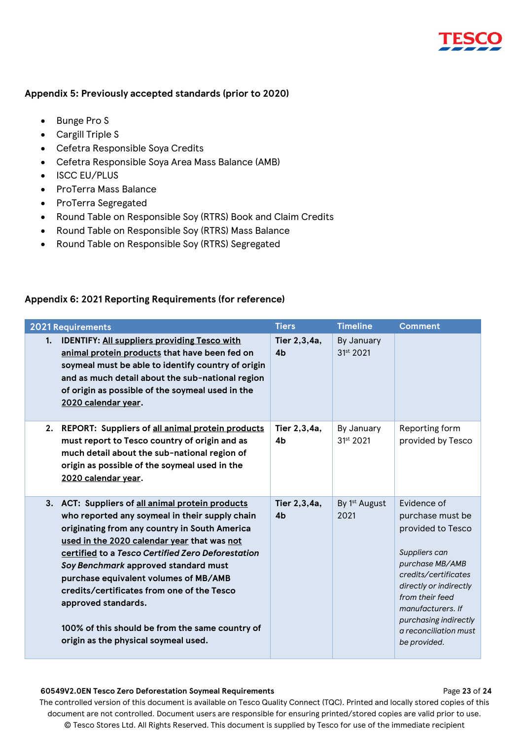## Appendix 5: Previously accepted standards (prior to 2020)

- Bunge Pro S
- Cargill Triple S
- Cefetra Responsible Soya Credits
- Cefetra Responsible Soya Area Mass Balance (AMB)
- ISCC EU/PLUS
- ProTerra Mass Balance
- ProTerra Segregated
- Round Table on Responsible Soy (RTRS) Book and Claim Credits
- Round Table on Responsible Soy (RTRS) Mass Balance
- Round Table on Responsible Soy (RTRS) Segregated

## Appendix 6: 2021 Reporting Requirements (for reference)

| 2021 Requirements | Tiers | Timeline | Comment |
|---|---|---|---|
| **1. IDENTIFY: All suppliers providing Tesco with animal protein products that have been fed on soymeal must be able to identify country of origin and as much detail about the sub-national region of origin as possible of the soymeal used in the 2020 calendar year.** | **Tier 2,3,4a, 4b** | By January 31st 2021 | |
| **2. REPORT: Suppliers of all animal protein products must report to Tesco country of origin and as much detail about the sub-national region of origin as possible of the soymeal used in the 2020 calendar year.** | **Tier 2,3,4a, 4b** | By January 31st 2021 | Reporting form provided by Tesco |
| **3. ACT: Suppliers of all animal protein products who reported any soymeal in their supply chain originating from any country in South America used in the 2020 calendar year that was not certified to a *Tesco Certified Zero Deforestation Soy Benchmark* approved standard must purchase equivalent volumes of MB/AMB credits/certificates from one of the Tesco approved standards.**<br><br>**100% of this should be from the same country of origin as the physical soymeal used.** | **Tier 2,3,4a, 4b** | By 1st August 2021 | Evidence of purchase must be provided to Tesco<br><br>*Suppliers can purchase MB/AMB credits/certificates directly or indirectly from their feed manufacturers. If purchasing indirectly a reconciliation must be provided.* |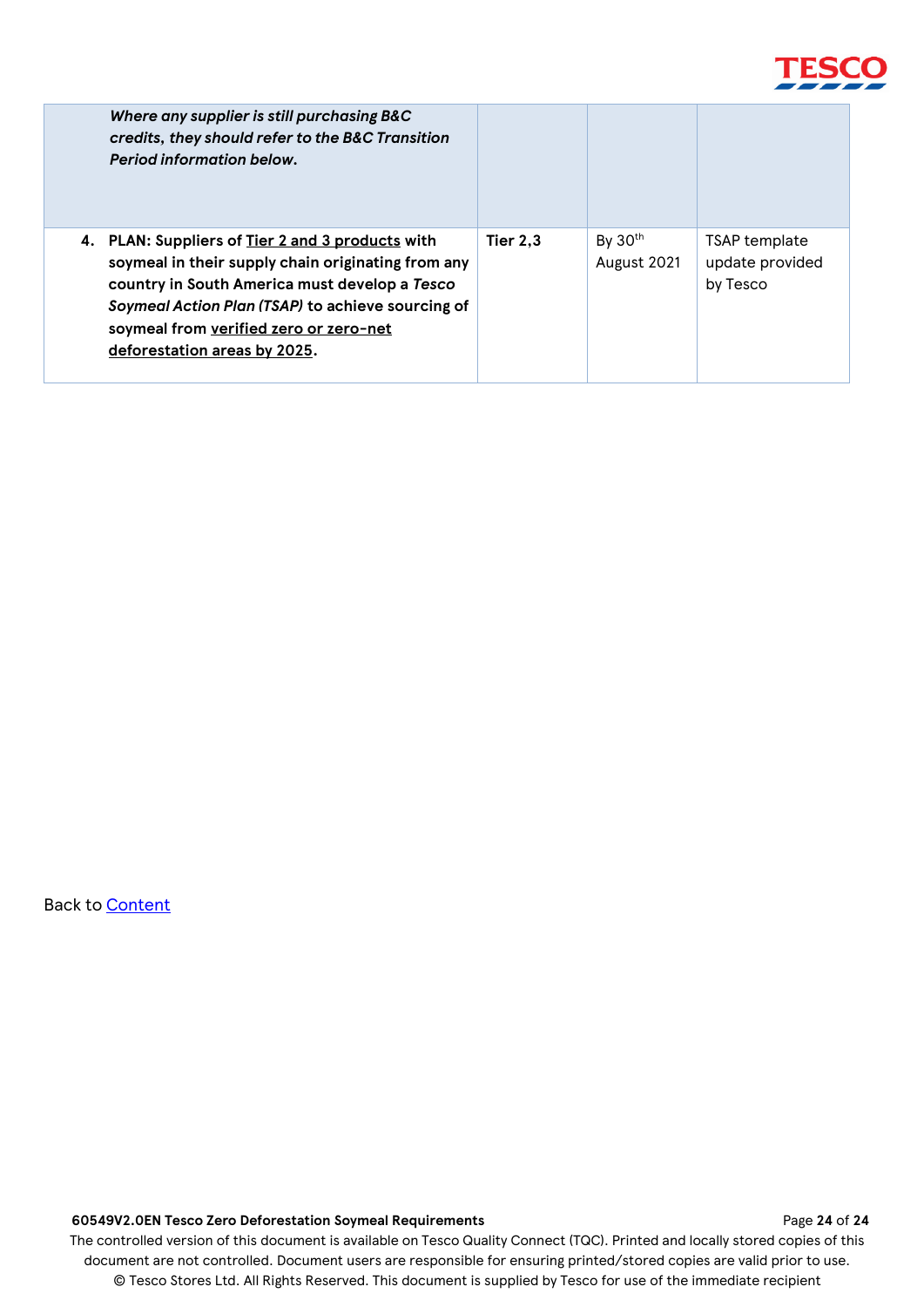| | | | |
|---|---|---|---|
| ***Where any supplier is still purchasing B&C credits, they should refer to the B&C Transition Period information below.*** | | | |
| **4. PLAN: Suppliers of Tier 2 and 3 products with soymeal in their supply chain originating from any country in South America must develop a *Tesco Soymeal Action Plan (TSAP)* to achieve sourcing of soymeal from verified zero or zero-net deforestation areas by 2025.** | **Tier 2,3** | By 30th August 2021 | TSAP template update provided by Tesco |

Back to Content